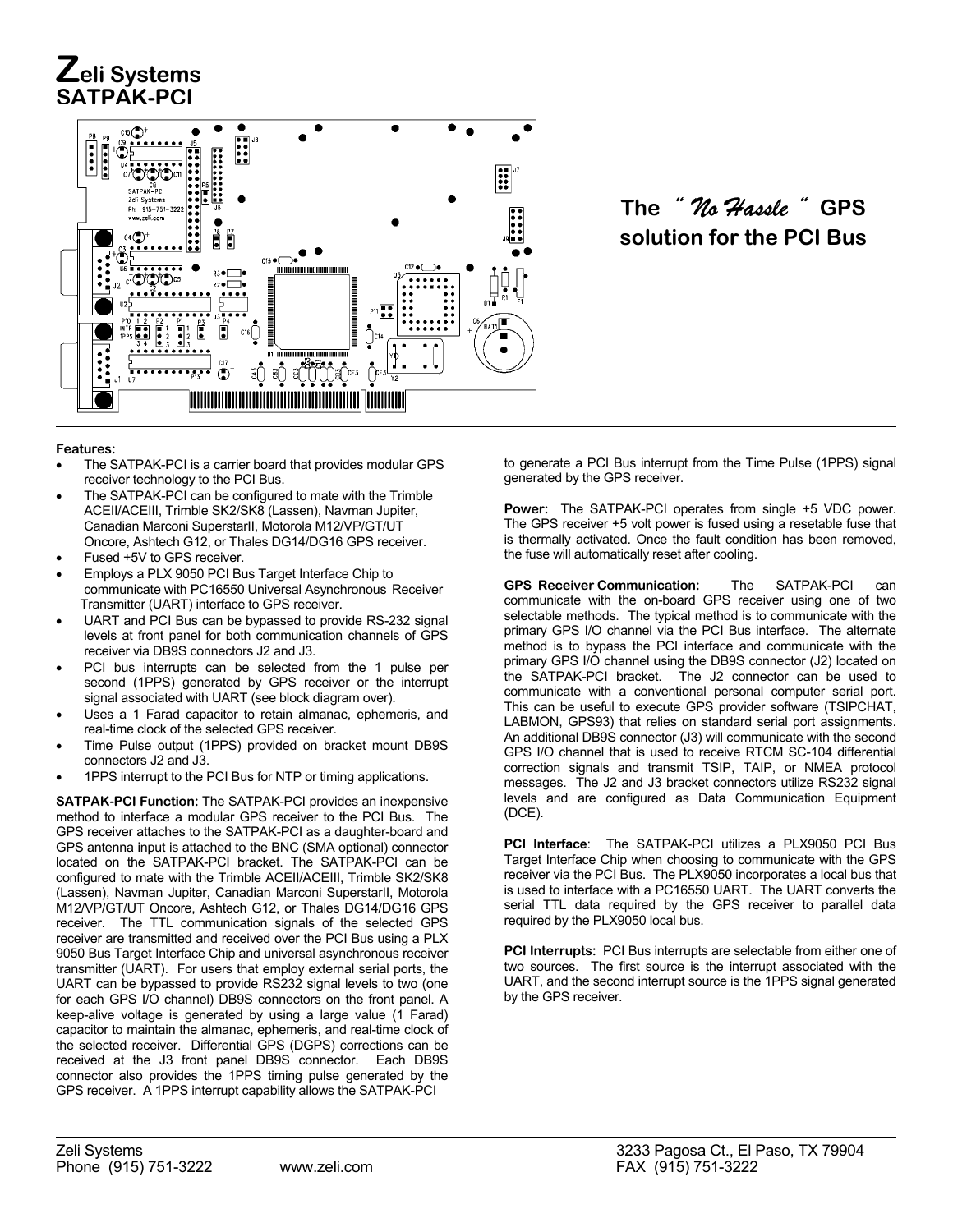# Zeli Systems
## SATPAK-PCI

**The "No Hassle" GPS solution for the PCI Bus**

**Features:**

- The SATPAK-PCI is a carrier board that provides modular GPS receiver technology to the PCI Bus.
- The SATPAK-PCI can be configured to mate with the Trimble ACEII/ACEIII, Trimble SK2/SK8 (Lassen), Navman Jupiter, Canadian Marconi SuperstarII, Motorola M12/VP/GT/UT Oncore, Ashtech G12, or Thales DG14/DG16 GPS receiver.
- Fused +5V to GPS receiver.
- Employs a PLX 9050 PCI Bus Target Interface Chip to communicate with PC16550 Universal Asynchronous Receiver Transmitter (UART) interface to GPS receiver.
- UART and PCI Bus can be bypassed to provide RS-232 signal levels at front panel for both communication channels of GPS receiver via DB9S connectors J2 and J3.
- PCI bus interrupts can be selected from the 1 pulse per second (1PPS) generated by GPS receiver or the interrupt signal associated with UART (see block diagram over).
- Uses a 1 Farad capacitor to retain almanac, ephemeris, and real-time clock of the selected GPS receiver.
- Time Pulse output (1PPS) provided on bracket mount DB9S connectors J2 and J3.
- 1PPS interrupt to the PCI Bus for NTP or timing applications.

**SATPAK-PCI Function:** The SATPAK-PCI provides an inexpensive method to interface a modular GPS receiver to the PCI Bus. The GPS receiver attaches to the SATPAK-PCI as a daughter-board and GPS antenna input is attached to the BNC (SMA optional) connector located on the SATPAK-PCI bracket. The SATPAK-PCI can be configured to mate with the Trimble ACEII/ACEIII, Trimble SK2/SK8 (Lassen), Navman Jupiter, Canadian Marconi SuperstarII, Motorola M12/VP/GT/UT Oncore, Ashtech G12, or Thales DG14/DG16 GPS receiver. The TTL communication signals of the selected GPS receiver are transmitted and received over the PCI Bus using a PLX 9050 Bus Target Interface Chip and universal asynchronous receiver transmitter (UART). For users that employ external serial ports, the UART can be bypassed to provide RS232 signal levels to two (one for each GPS I/O channel) DB9S connectors on the front panel. A keep-alive voltage is generated by using a large value (1 Farad) capacitor to maintain the almanac, ephemeris, and real-time clock of the selected receiver. Differential GPS (DGPS) corrections can be received at the J3 front panel DB9S connector. Each DB9S connector also provides the 1PPS timing pulse generated by the GPS receiver. A 1PPS interrupt capability allows the SATPAK-PCI to generate a PCI Bus interrupt from the Time Pulse (1PPS) signal generated by the GPS receiver.

**Power:** The SATPAK-PCI operates from single +5 VDC power. The GPS receiver +5 volt power is fused using a resetable fuse that is thermally activated. Once the fault condition has been removed, the fuse will automatically reset after cooling.

**GPS Receiver Communication:** The SATPAK-PCI can communicate with the on-board GPS receiver using one of two selectable methods. The typical method is to communicate with the primary GPS I/O channel via the PCI Bus interface. The alternate method is to bypass the PCI interface and communicate with the primary GPS I/O channel using the DB9S connector (J2) located on the SATPAK-PCI bracket. The J2 connector can be used to communicate with a conventional personal computer serial port. This can be useful to execute GPS provider software (TSIPCHAT, LABMON, GPS93) that relies on standard serial port assignments. An additional DB9S connector (J3) will communicate with the second GPS I/O channel that is used to receive RTCM SC-104 differential correction signals and transmit TSIP, TAIP, or NMEA protocol messages. The J2 and J3 bracket connectors utilize RS232 signal levels and are configured as Data Communication Equipment (DCE).

**PCI Interface**: The SATPAK-PCI utilizes a PLX9050 PCI Bus Target Interface Chip when choosing to communicate with the GPS receiver via the PCI Bus. The PLX9050 incorporates a local bus that is used to interface with a PC16550 UART. The UART converts the serial TTL data required by the GPS receiver to parallel data required by the PLX9050 local bus.

**PCI Interrupts:** PCI Bus interrupts are selectable from either one of two sources. The first source is the interrupt associated with the UART, and the second interrupt source is the 1PPS signal generated by the GPS receiver.

Zeli Systems
Phone (915) 751-3222 www.zeli.com
3233 Pagosa Ct., El Paso, TX 79904
FAX (915) 751-3222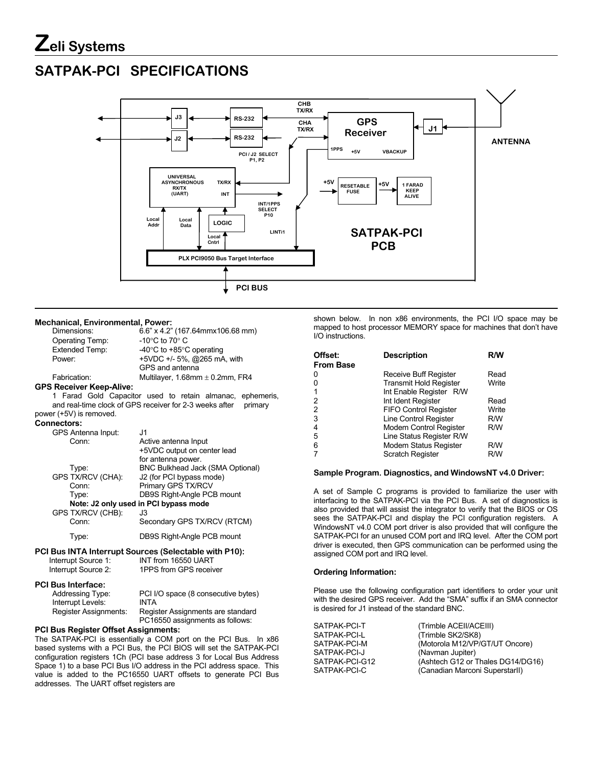# Zeli Systems

## SATPAK-PCI SPECIFICATIONS

CHB TX/RX
J3
RS-232
CHA TX/RX
GPS Receiver
J1
J2
RS-232
ANTENNA
PCI / J2 SELECT P1, P2
1PPS +5V VBACKUP
UNIVERSAL ASYNCHRONOUS RX/TX (UART)
TX/RX
INT
+5V
RESETABLE FUSE
+5V
1 FARAD KEEP ALIVE
INT/1PPS SELECT P10
Local Addr
Local Data
LOGIC
LINTi1
SATPAK-PCI PCB
Local Cntrl
PLX PCI9050 Bus Target Interface
PCI BUS

**Mechanical, Environmental, Power:**

| | |
|---|---|
| Dimensions: | 6.6" x 4.2" (167.64mmx106.68 mm) |
| Operating Temp: | -10°C to 70° C |
| Extended Temp: | -40°C to +85°C operating |
| Power: | +5VDC +/- 5%, @265 mA, with GPS and antenna |
| Fabrication: | Multilayer, 1.68mm ± 0.2mm, FR4 |

**GPS Receiver Keep-Alive:**

1 Farad Gold Capacitor used to retain almanac, ephemeris, and real-time clock of GPS receiver for 2-3 weeks after primary power (+5V) is removed.

**Connectors:**

| | |
|---|---|
| GPS Antenna Input: | J1 |
| Conn: | Active antenna Input<br>+5VDC output on center lead for antenna power. |
| Type: | BNC Bulkhead Jack (SMA Optional) |
| GPS TX/RCV (CHA): | J2 (for PCI bypass mode) |
| Conn: | Primary GPS TX/RCV |
| Type: | DB9S Right-Angle PCB mount |

**Note: J2 only used in PCI bypass mode**

| | |
|---|---|
| GPS TX/RCV (CHB): | J3 |
| Conn: | Secondary GPS TX/RCV (RTCM) |
| Type: | DB9S Right-Angle PCB mount |

**PCI Bus INTA Interrupt Sources (Selectable with P10):**

| | |
|---|---|
| Interrupt Source 1: | INT from 16550 UART |
| Interrupt Source 2: | 1PPS from GPS receiver |

**PCI Bus Interface:**

| | |
|---|---|
| Addressing Type: | PCI I/O space (8 consecutive bytes) |
| Interrupt Levels: | INTA |
| Register Assignments: | Register Assignments are standard PC16550 assignments as follows: |

**PCI Bus Register Offset Assignments:**

The SATPAK-PCI is essentially a COM port on the PCI Bus. In x86 based systems with a PCI Bus, the PCI BIOS will set the SATPAK-PCI configuration registers 1Ch (PCI base address 3 for Local Bus Address Space 1) to a base PCI Bus I/O address in the PCI address space. This value is added to the PC16550 UART offsets to generate PCI Bus addresses. The UART offset registers are shown below. In non x86 environments, the PCI I/O space may be mapped to host processor MEMORY space for machines that don't have I/O instructions.

| Offset: From Base | Description | R/W |
|---|---|---|
| 0 | Receive Buff Register | Read |
| 0 | Transmit Hold Register | Write |
| 1 | Int Enable Register | R/W |
| 2 | Int Ident Register | Read |
| 2 | FIFO Control Register | Write |
| 3 | Line Control Register | R/W |
| 4 | Modem Control Register | R/W |
| 5 | Line Status Register | R/W |
| 6 | Modem Status Register | R/W |
| 7 | Scratch Register | R/W |

**Sample Program. Diagnostics, and WindowsNT v4.0 Driver:**

A set of Sample C programs is provided to familiarize the user with interfacing to the SATPAK-PCI via the PCI Bus. A set of diagnostics is also provided that will assist the integrator to verify that the BIOS or OS sees the SATPAK-PCI and display the PCI configuration registers. A WindowsNT v4.0 COM port driver is also provided that will configure the SATPAK-PCI for an unused COM port and IRQ level. After the COM port driver is executed, then GPS communication can be performed using the assigned COM port and IRQ level.

**Ordering Information:**

Please use the following configuration part identifiers to order your unit with the desired GPS receiver. Add the "SMA" suffix if an SMA connector is desired for J1 instead of the standard BNC.

| | |
|---|---|
| SATPAK-PCI-T | (Trimble ACEII/ACEIII) |
| SATPAK-PCI-L | (Trimble SK2/SK8) |
| SATPAK-PCI-M | (Motorola M12/VP/GT/UT Oncore) |
| SATPAK-PCI-J | (Navman Jupiter) |
| SATPAK-PCI-G12 | (Ashtech G12 or Thales DG14/DG16) |
| SATPAK-PCI-C | (Canadian Marconi SuperstarII) |